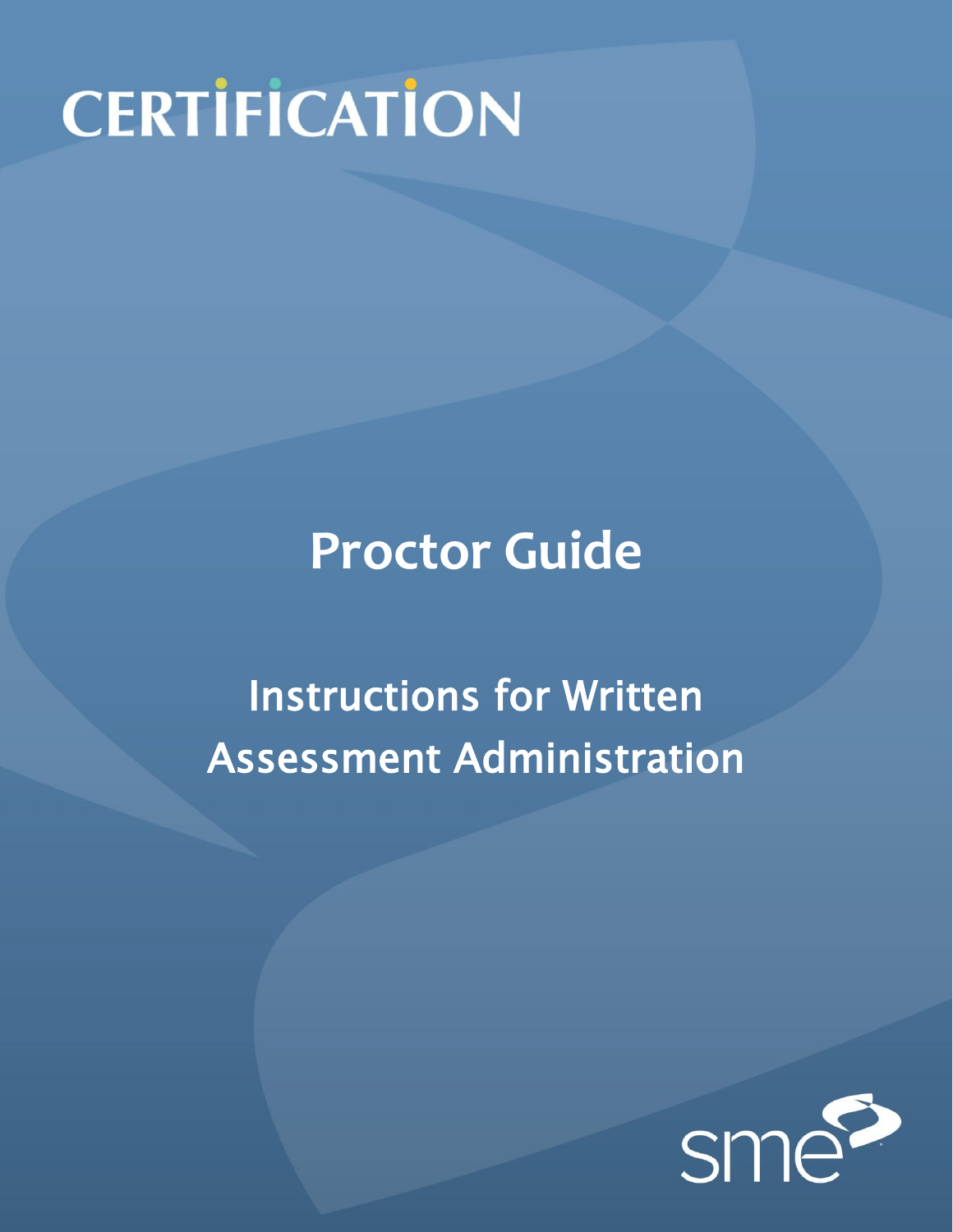# CERTIFICATION

## Proctor Guide

## Instructions for Written Assessment Administration

sme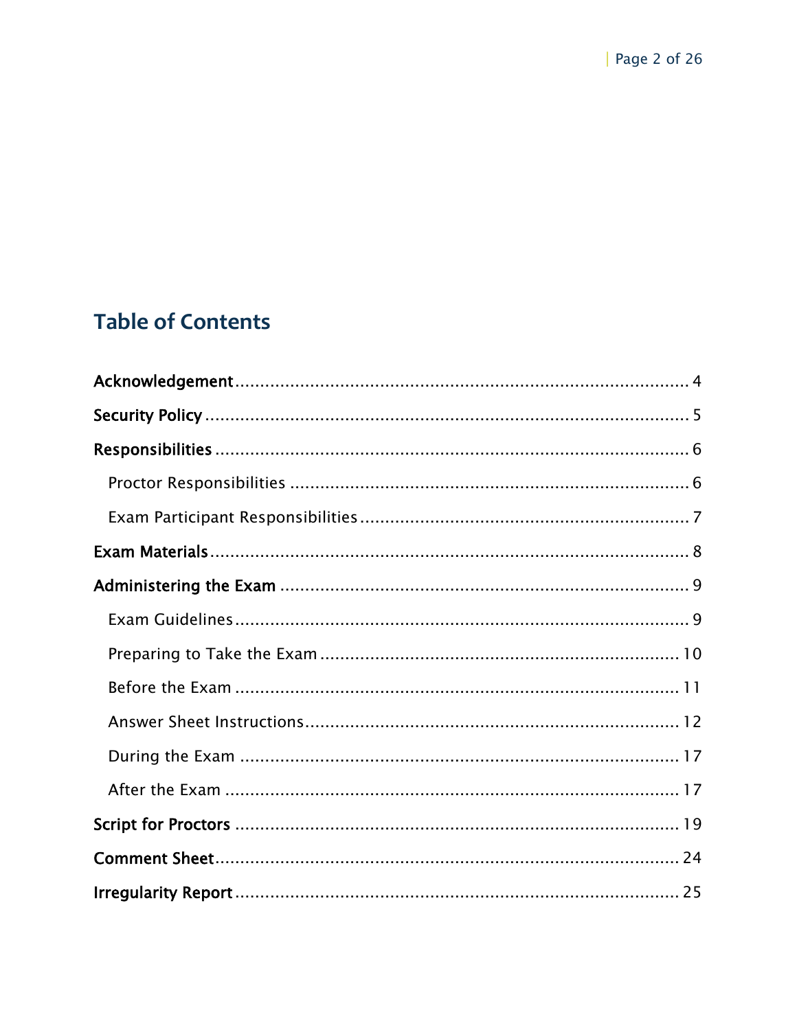# Table of Contents

**Acknowledgement** ........................................................................................ 4

**Security Policy** ............................................................................................. 5

**Responsibilities** ............................................................................................ 6

Proctor Responsibilities ................................................................................ 6

Exam Participant Responsibilities ................................................................. 7

**Exam Materials** .............................................................................................. 8

**Administering the Exam** ................................................................................ 9

Exam Guidelines .......................................................................................... 9

Preparing to Take the Exam ........................................................................ 10

Before the Exam ......................................................................................... 11

Answer Sheet Instructions .......................................................................... 12

During the Exam ........................................................................................ 17

After the Exam ........................................................................................... 17

**Script for Proctors** ........................................................................................ 19

**Comment Sheet** ........................................................................................... 24

**Irregularity Report** ....................................................................................... 25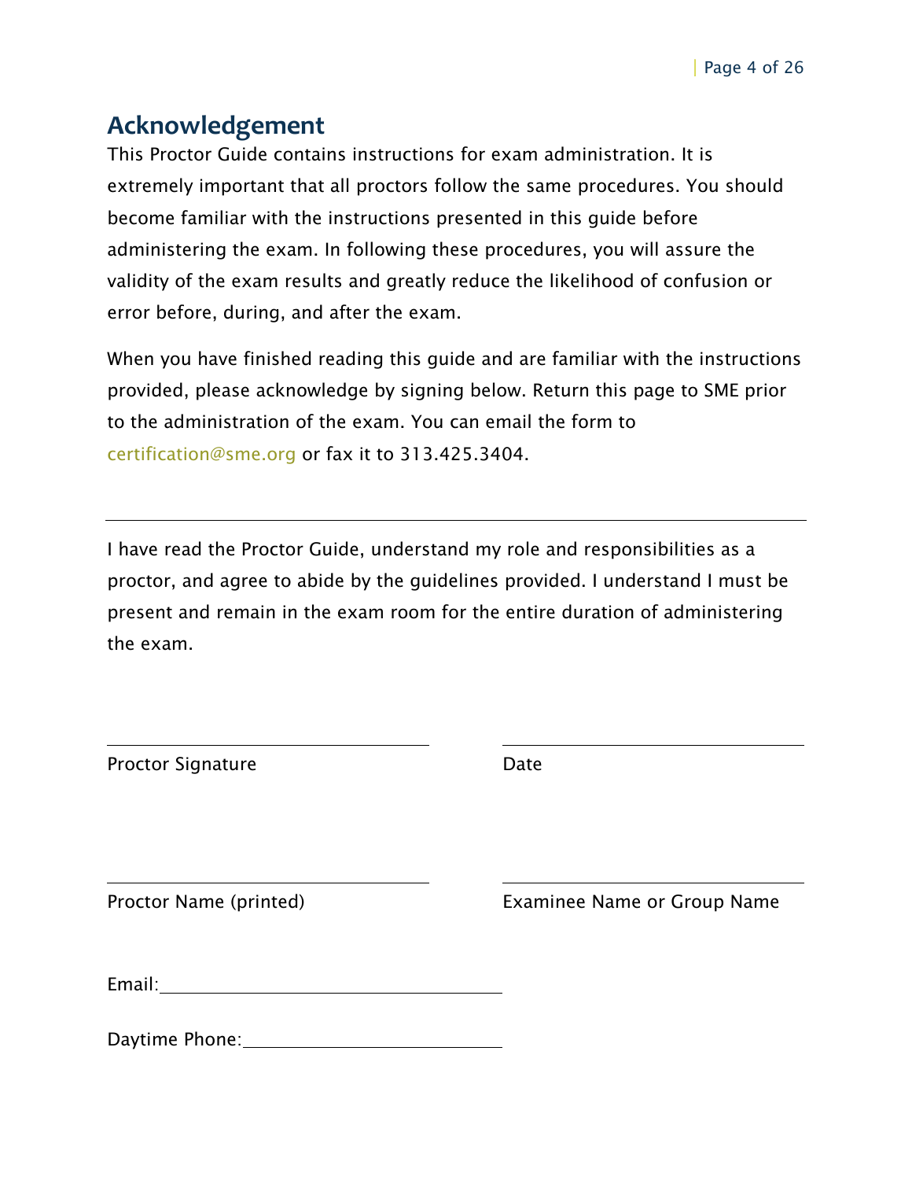## Acknowledgement

This Proctor Guide contains instructions for exam administration. It is extremely important that all proctors follow the same procedures. You should become familiar with the instructions presented in this guide before administering the exam. In following these procedures, you will assure the validity of the exam results and greatly reduce the likelihood of confusion or error before, during, and after the exam.

When you have finished reading this guide and are familiar with the instructions provided, please acknowledge by signing below. Return this page to SME prior to the administration of the exam. You can email the form to certification@sme.org or fax it to 313.425.3404.

---

I have read the Proctor Guide, understand my role and responsibilities as a proctor, and agree to abide by the guidelines provided. I understand I must be present and remain in the exam room for the entire duration of administering the exam.

\_\_\_\_\_\_\_\_\_\_\_\_\_\_\_\_\_\_\_\_\_\_\_\_\_\_\_\_\_\_ \_\_\_\_\_\_\_\_\_\_\_\_\_\_\_\_\_\_\_\_\_\_\_\_\_\_\_\_\_\_
Proctor Signature Date

\_\_\_\_\_\_\_\_\_\_\_\_\_\_\_\_\_\_\_\_\_\_\_\_\_\_\_\_\_\_ \_\_\_\_\_\_\_\_\_\_\_\_\_\_\_\_\_\_\_\_\_\_\_\_\_\_\_\_\_\_
Proctor Name (printed) Examinee Name or Group Name

Email:\_\_\_\_\_\_\_\_\_\_\_\_\_\_\_\_\_\_\_\_\_\_\_\_\_\_\_\_\_\_

Daytime Phone:\_\_\_\_\_\_\_\_\_\_\_\_\_\_\_\_\_\_\_\_\_\_\_\_\_\_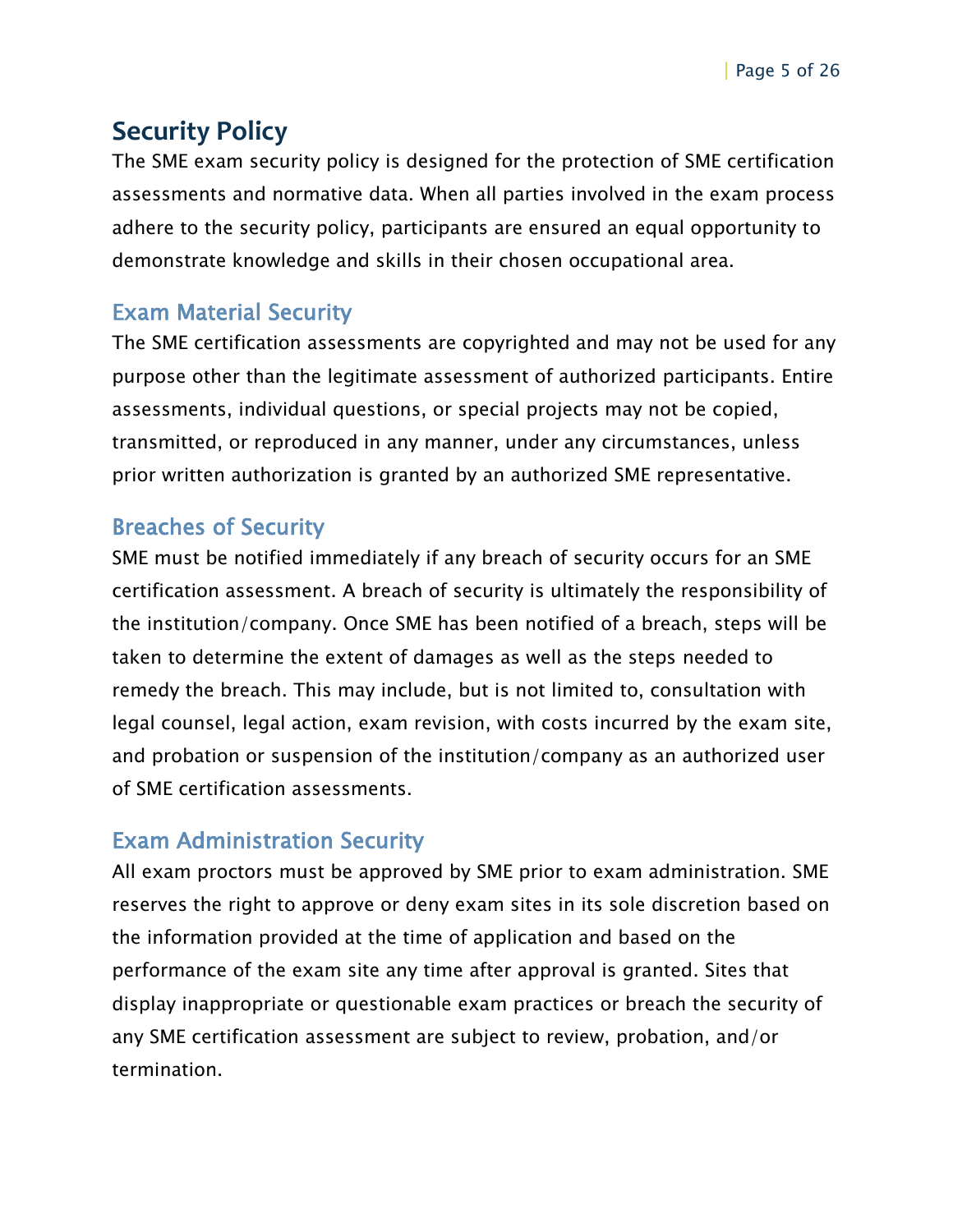# Security Policy

The SME exam security policy is designed for the protection of SME certification assessments and normative data. When all parties involved in the exam process adhere to the security policy, participants are ensured an equal opportunity to demonstrate knowledge and skills in their chosen occupational area.

## Exam Material Security

The SME certification assessments are copyrighted and may not be used for any purpose other than the legitimate assessment of authorized participants. Entire assessments, individual questions, or special projects may not be copied, transmitted, or reproduced in any manner, under any circumstances, unless prior written authorization is granted by an authorized SME representative.

## Breaches of Security

SME must be notified immediately if any breach of security occurs for an SME certification assessment. A breach of security is ultimately the responsibility of the institution/company. Once SME has been notified of a breach, steps will be taken to determine the extent of damages as well as the steps needed to remedy the breach. This may include, but is not limited to, consultation with legal counsel, legal action, exam revision, with costs incurred by the exam site, and probation or suspension of the institution/company as an authorized user of SME certification assessments.

## Exam Administration Security

All exam proctors must be approved by SME prior to exam administration. SME reserves the right to approve or deny exam sites in its sole discretion based on the information provided at the time of application and based on the performance of the exam site any time after approval is granted. Sites that display inappropriate or questionable exam practices or breach the security of any SME certification assessment are subject to review, probation, and/or termination.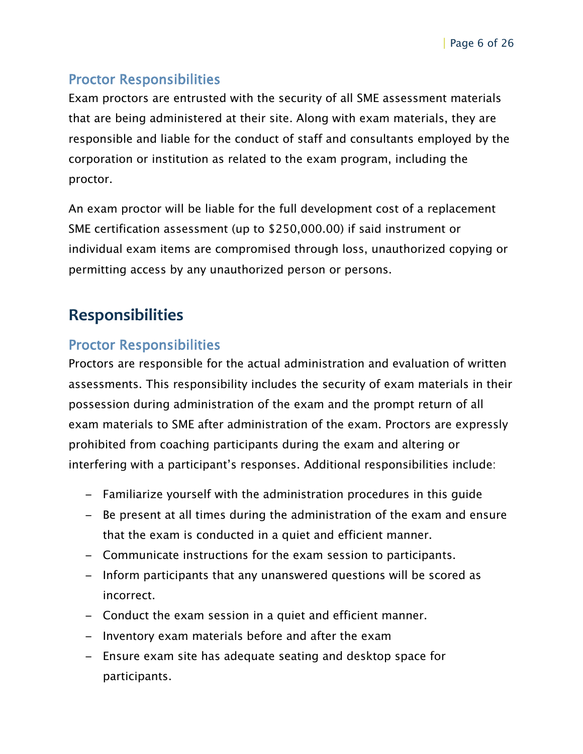### Proctor Responsibilities

Exam proctors are entrusted with the security of all SME assessment materials that are being administered at their site. Along with exam materials, they are responsible and liable for the conduct of staff and consultants employed by the corporation or institution as related to the exam program, including the proctor.

An exam proctor will be liable for the full development cost of a replacement SME certification assessment (up to $250,000.00) if said instrument or individual exam items are compromised through loss, unauthorized copying or permitting access by any unauthorized person or persons.

## Responsibilities

### Proctor Responsibilities

Proctors are responsible for the actual administration and evaluation of written assessments. This responsibility includes the security of exam materials in their possession during administration of the exam and the prompt return of all exam materials to SME after administration of the exam. Proctors are expressly prohibited from coaching participants during the exam and altering or interfering with a participant's responses. Additional responsibilities include:

- Familiarize yourself with the administration procedures in this guide
- Be present at all times during the administration of the exam and ensure that the exam is conducted in a quiet and efficient manner.
- Communicate instructions for the exam session to participants.
- Inform participants that any unanswered questions will be scored as incorrect.
- Conduct the exam session in a quiet and efficient manner.
- Inventory exam materials before and after the exam
- Ensure exam site has adequate seating and desktop space for participants.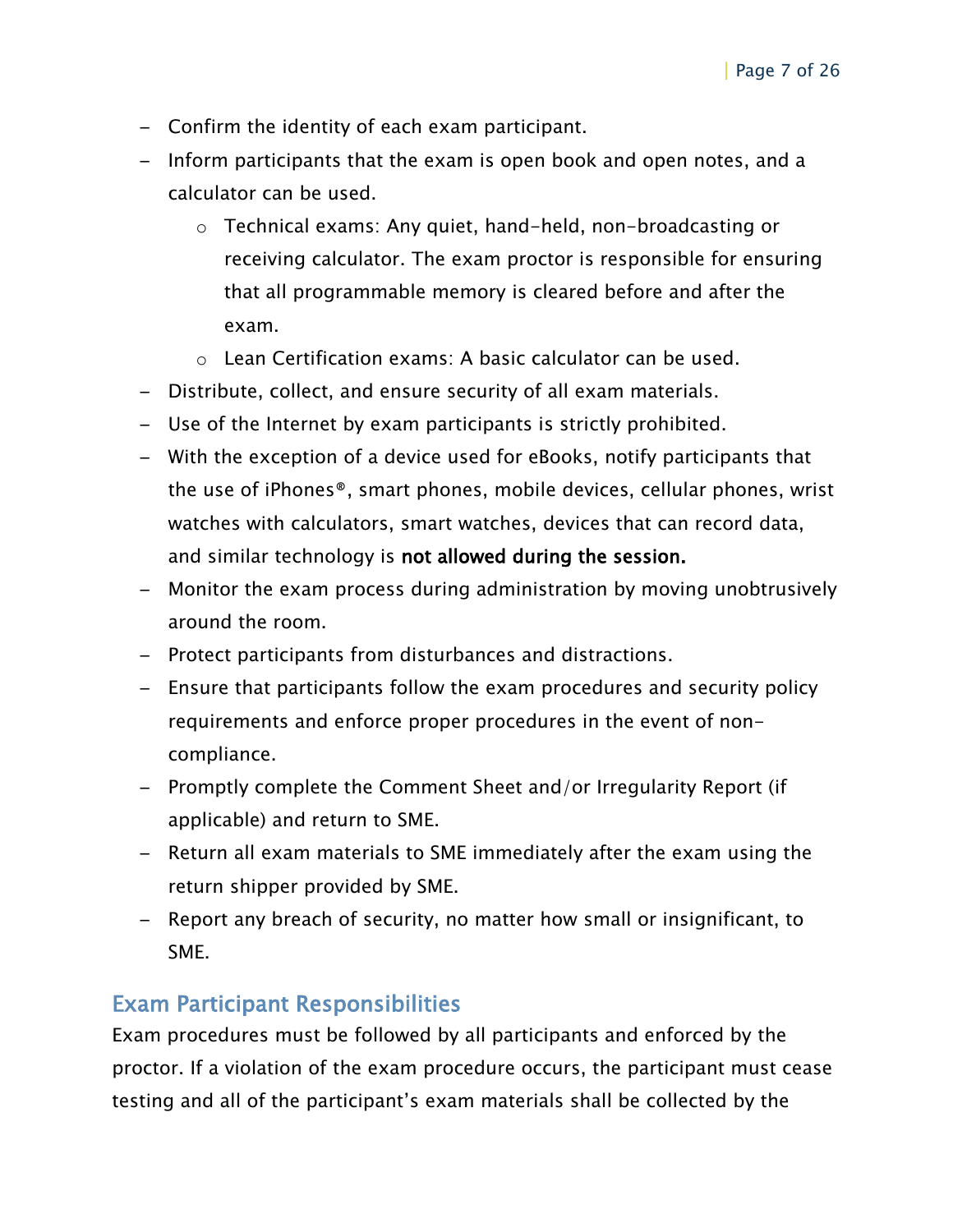- Confirm the identity of each exam participant.
- Inform participants that the exam is open book and open notes, and a calculator can be used.
  - Technical exams: Any quiet, hand-held, non-broadcasting or receiving calculator. The exam proctor is responsible for ensuring that all programmable memory is cleared before and after the exam.
  - Lean Certification exams: A basic calculator can be used.
- Distribute, collect, and ensure security of all exam materials.
- Use of the Internet by exam participants is strictly prohibited.
- With the exception of a device used for eBooks, notify participants that the use of iPhones®, smart phones, mobile devices, cellular phones, wrist watches with calculators, smart watches, devices that can record data, and similar technology is **not allowed during the session.**
- Monitor the exam process during administration by moving unobtrusively around the room.
- Protect participants from disturbances and distractions.
- Ensure that participants follow the exam procedures and security policy requirements and enforce proper procedures in the event of non-compliance.
- Promptly complete the Comment Sheet and/or Irregularity Report (if applicable) and return to SME.
- Return all exam materials to SME immediately after the exam using the return shipper provided by SME.
- Report any breach of security, no matter how small or insignificant, to SME.

## Exam Participant Responsibilities

Exam procedures must be followed by all participants and enforced by the proctor. If a violation of the exam procedure occurs, the participant must cease testing and all of the participant's exam materials shall be collected by the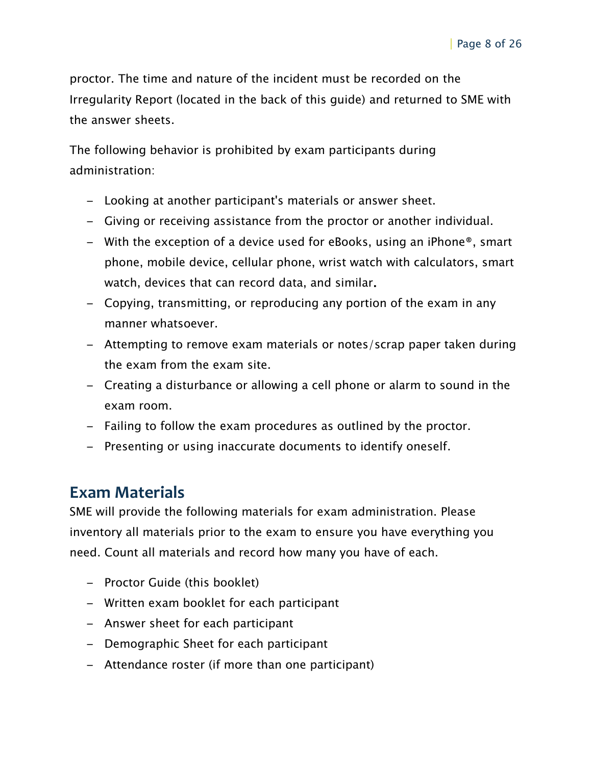proctor. The time and nature of the incident must be recorded on the Irregularity Report (located in the back of this guide) and returned to SME with the answer sheets.

The following behavior is prohibited by exam participants during administration:

- Looking at another participant's materials or answer sheet.
- Giving or receiving assistance from the proctor or another individual.
- With the exception of a device used for eBooks, using an iPhone®, smart phone, mobile device, cellular phone, wrist watch with calculators, smart watch, devices that can record data, and similar.
- Copying, transmitting, or reproducing any portion of the exam in any manner whatsoever.
- Attempting to remove exam materials or notes/scrap paper taken during the exam from the exam site.
- Creating a disturbance or allowing a cell phone or alarm to sound in the exam room.
- Failing to follow the exam procedures as outlined by the proctor.
- Presenting or using inaccurate documents to identify oneself.

## Exam Materials

SME will provide the following materials for exam administration. Please inventory all materials prior to the exam to ensure you have everything you need. Count all materials and record how many you have of each.

- Proctor Guide (this booklet)
- Written exam booklet for each participant
- Answer sheet for each participant
- Demographic Sheet for each participant
- Attendance roster (if more than one participant)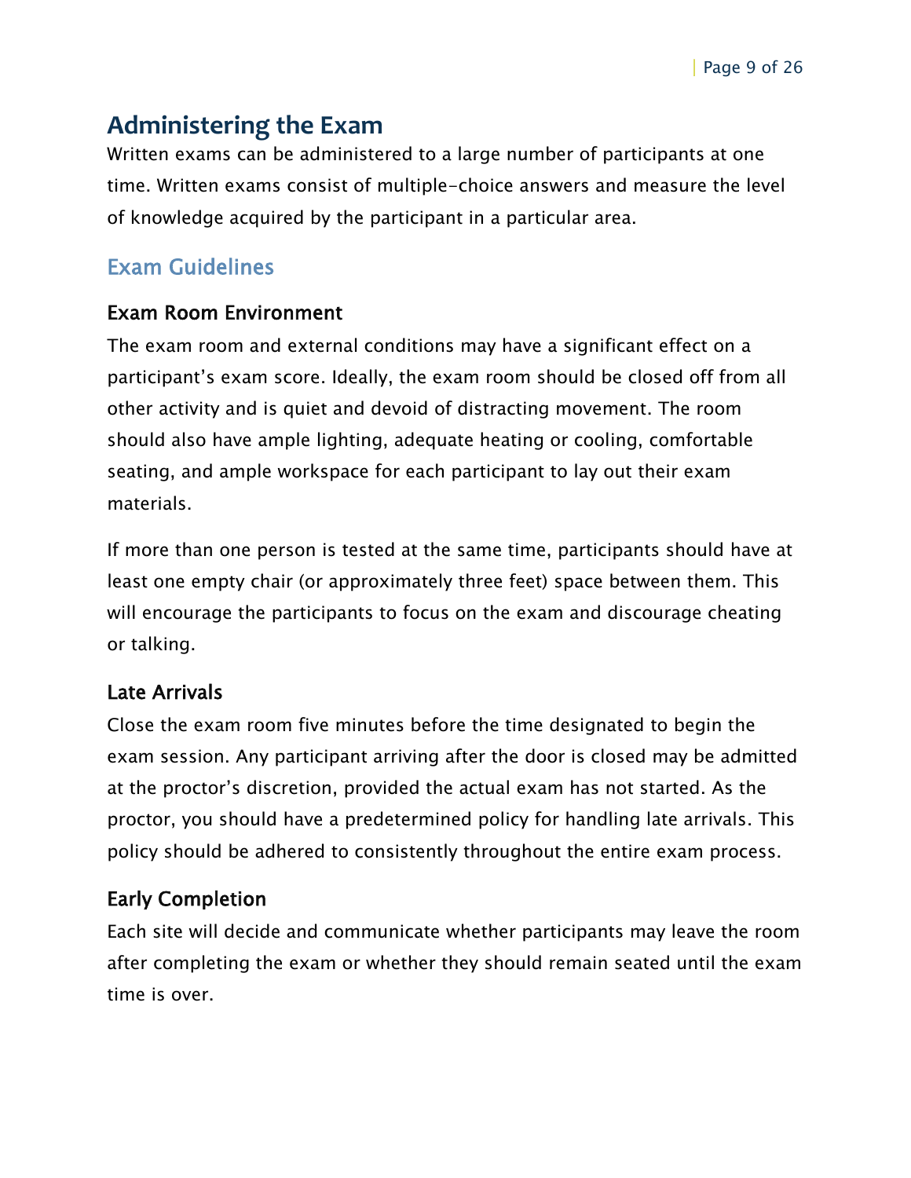# Administering the Exam

Written exams can be administered to a large number of participants at one time. Written exams consist of multiple-choice answers and measure the level of knowledge acquired by the participant in a particular area.

## Exam Guidelines

### Exam Room Environment

The exam room and external conditions may have a significant effect on a participant's exam score. Ideally, the exam room should be closed off from all other activity and is quiet and devoid of distracting movement. The room should also have ample lighting, adequate heating or cooling, comfortable seating, and ample workspace for each participant to lay out their exam materials.

If more than one person is tested at the same time, participants should have at least one empty chair (or approximately three feet) space between them. This will encourage the participants to focus on the exam and discourage cheating or talking.

### Late Arrivals

Close the exam room five minutes before the time designated to begin the exam session. Any participant arriving after the door is closed may be admitted at the proctor's discretion, provided the actual exam has not started. As the proctor, you should have a predetermined policy for handling late arrivals. This policy should be adhered to consistently throughout the entire exam process.

### Early Completion

Each site will decide and communicate whether participants may leave the room after completing the exam or whether they should remain seated until the exam time is over.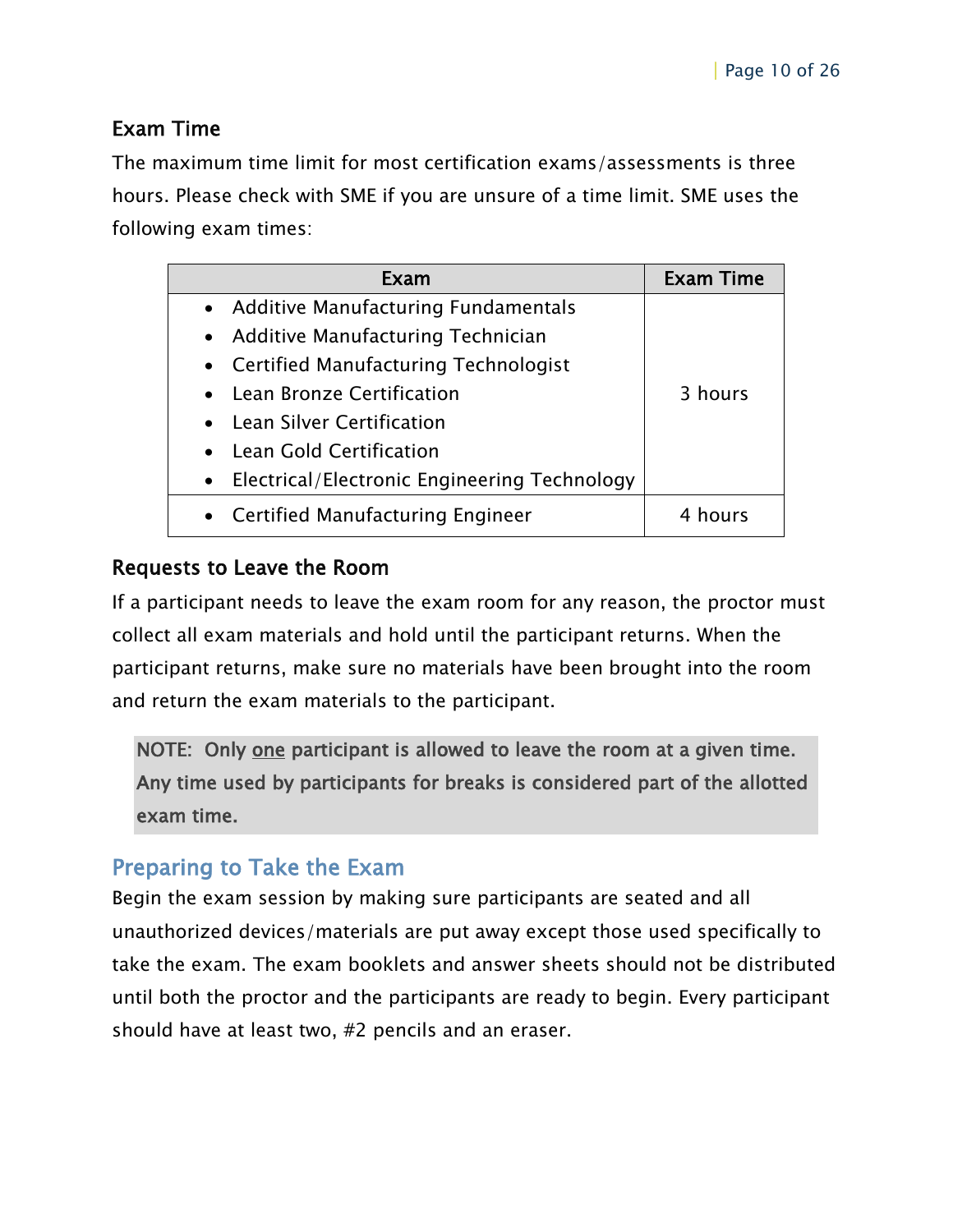### Exam Time

The maximum time limit for most certification exams/assessments is three hours. Please check with SME if you are unsure of a time limit. SME uses the following exam times:

| Exam | Exam Time |
|---|---|
| • Additive Manufacturing Fundamentals<br>• Additive Manufacturing Technician<br>• Certified Manufacturing Technologist<br>• Lean Bronze Certification<br>• Lean Silver Certification<br>• Lean Gold Certification<br>• Electrical/Electronic Engineering Technology | 3 hours |
| • Certified Manufacturing Engineer | 4 hours |

### Requests to Leave the Room

If a participant needs to leave the exam room for any reason, the proctor must collect all exam materials and hold until the participant returns. When the participant returns, make sure no materials have been brought into the room and return the exam materials to the participant.

> NOTE: Only <u>one</u> participant is allowed to leave the room at a given time. Any time used by participants for breaks is considered part of the allotted exam time.

## Preparing to Take the Exam

Begin the exam session by making sure participants are seated and all unauthorized devices/materials are put away except those used specifically to take the exam. The exam booklets and answer sheets should not be distributed until both the proctor and the participants are ready to begin. Every participant should have at least two, #2 pencils and an eraser.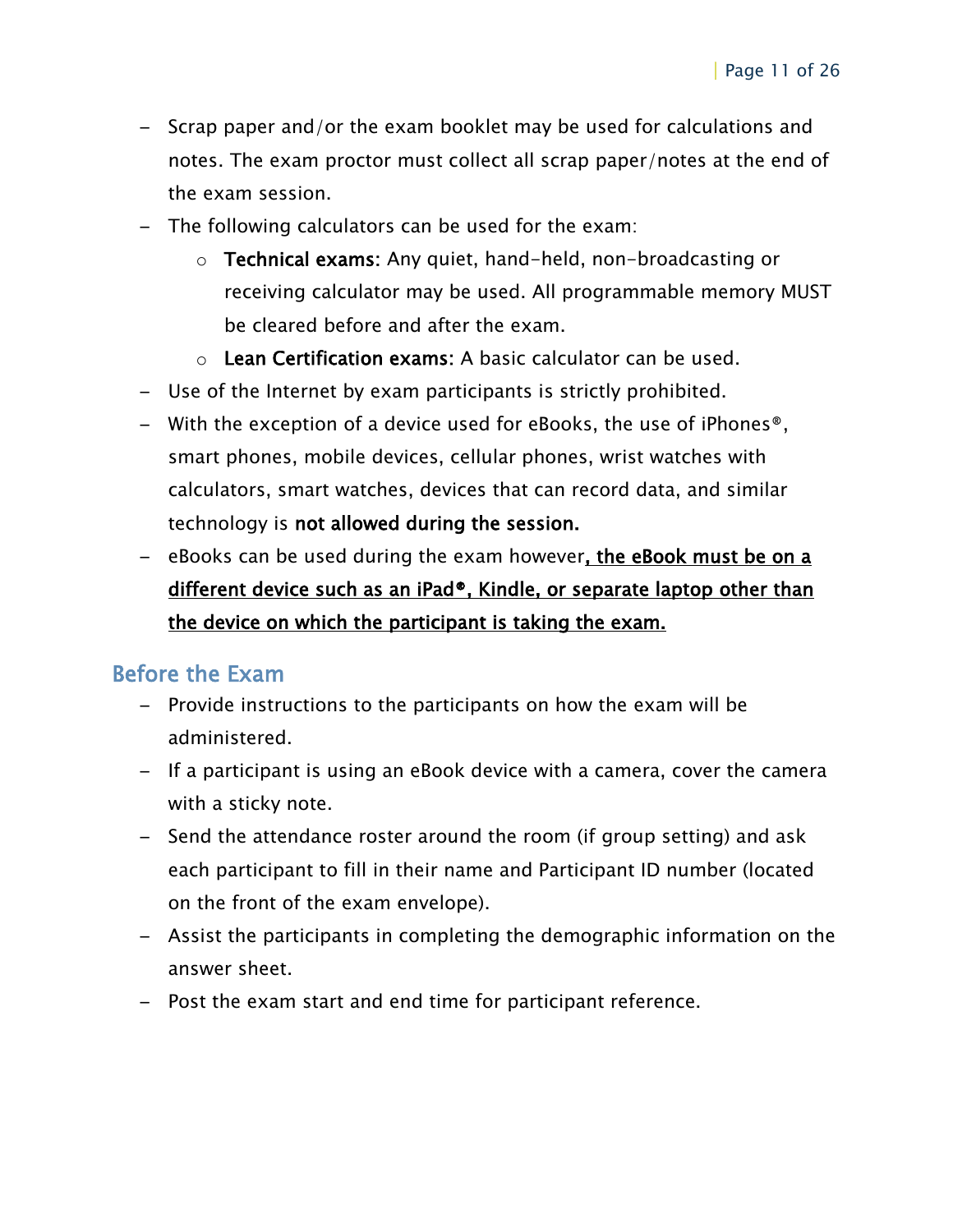- Scrap paper and/or the exam booklet may be used for calculations and notes. The exam proctor must collect all scrap paper/notes at the end of the exam session.
- The following calculators can be used for the exam:
  - **Technical exams**: Any quiet, hand-held, non-broadcasting or receiving calculator may be used. All programmable memory MUST be cleared before and after the exam.
  - **Lean Certification exams**: A basic calculator can be used.
- Use of the Internet by exam participants is strictly prohibited.
- With the exception of a device used for eBooks, the use of iPhones®, smart phones, mobile devices, cellular phones, wrist watches with calculators, smart watches, devices that can record data, and similar technology is **not allowed during the session.**
- eBooks can be used during the exam however**, the eBook must be on a different device such as an iPad®, Kindle, or separate laptop other than the device on which the participant is taking the exam.**

## Before the Exam

- Provide instructions to the participants on how the exam will be administered.
- If a participant is using an eBook device with a camera, cover the camera with a sticky note.
- Send the attendance roster around the room (if group setting) and ask each participant to fill in their name and Participant ID number (located on the front of the exam envelope).
- Assist the participants in completing the demographic information on the answer sheet.
- Post the exam start and end time for participant reference.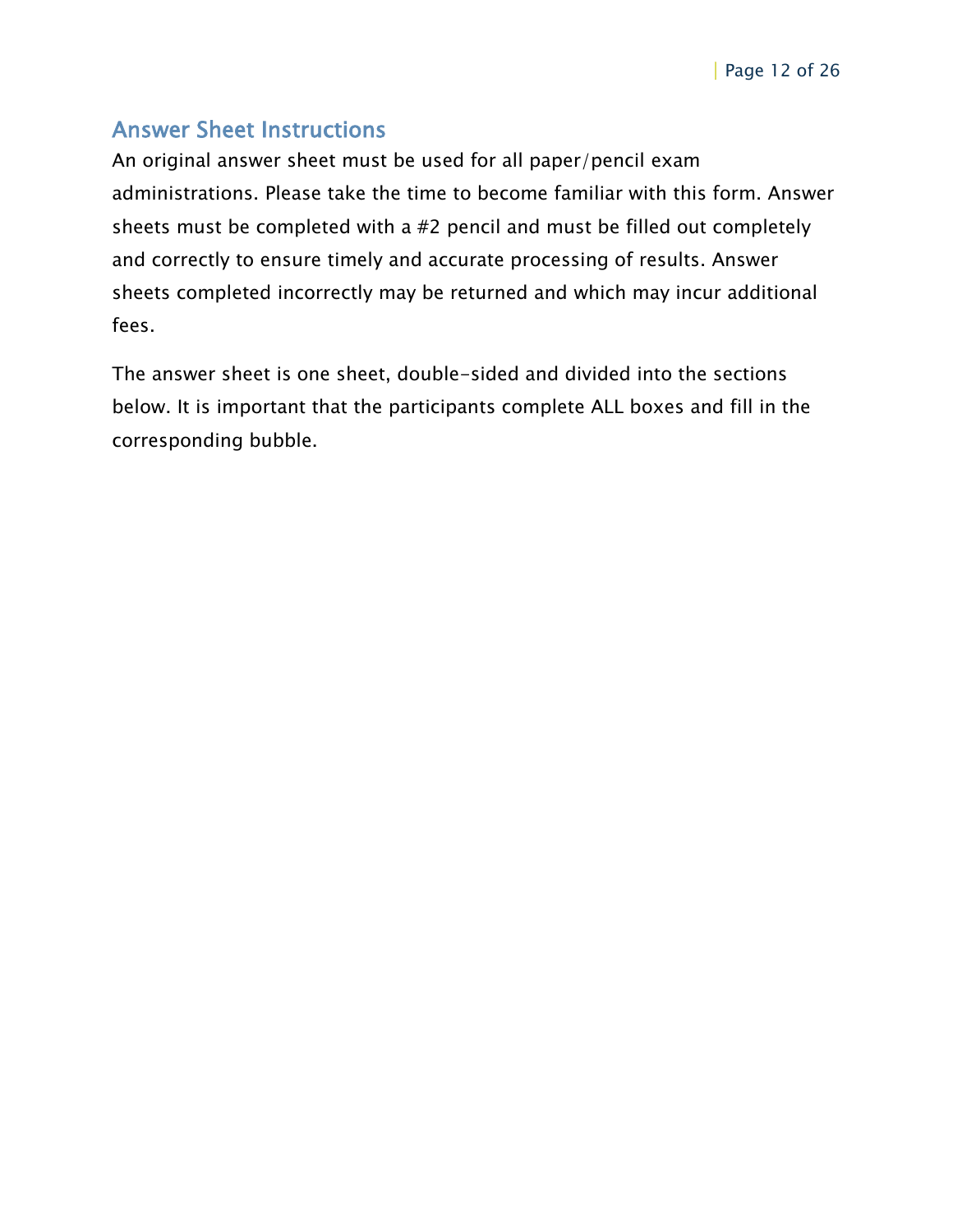## Answer Sheet Instructions

An original answer sheet must be used for all paper/pencil exam administrations. Please take the time to become familiar with this form. Answer sheets must be completed with a #2 pencil and must be filled out completely and correctly to ensure timely and accurate processing of results. Answer sheets completed incorrectly may be returned and which may incur additional fees.

The answer sheet is one sheet, double-sided and divided into the sections below. It is important that the participants complete ALL boxes and fill in the corresponding bubble.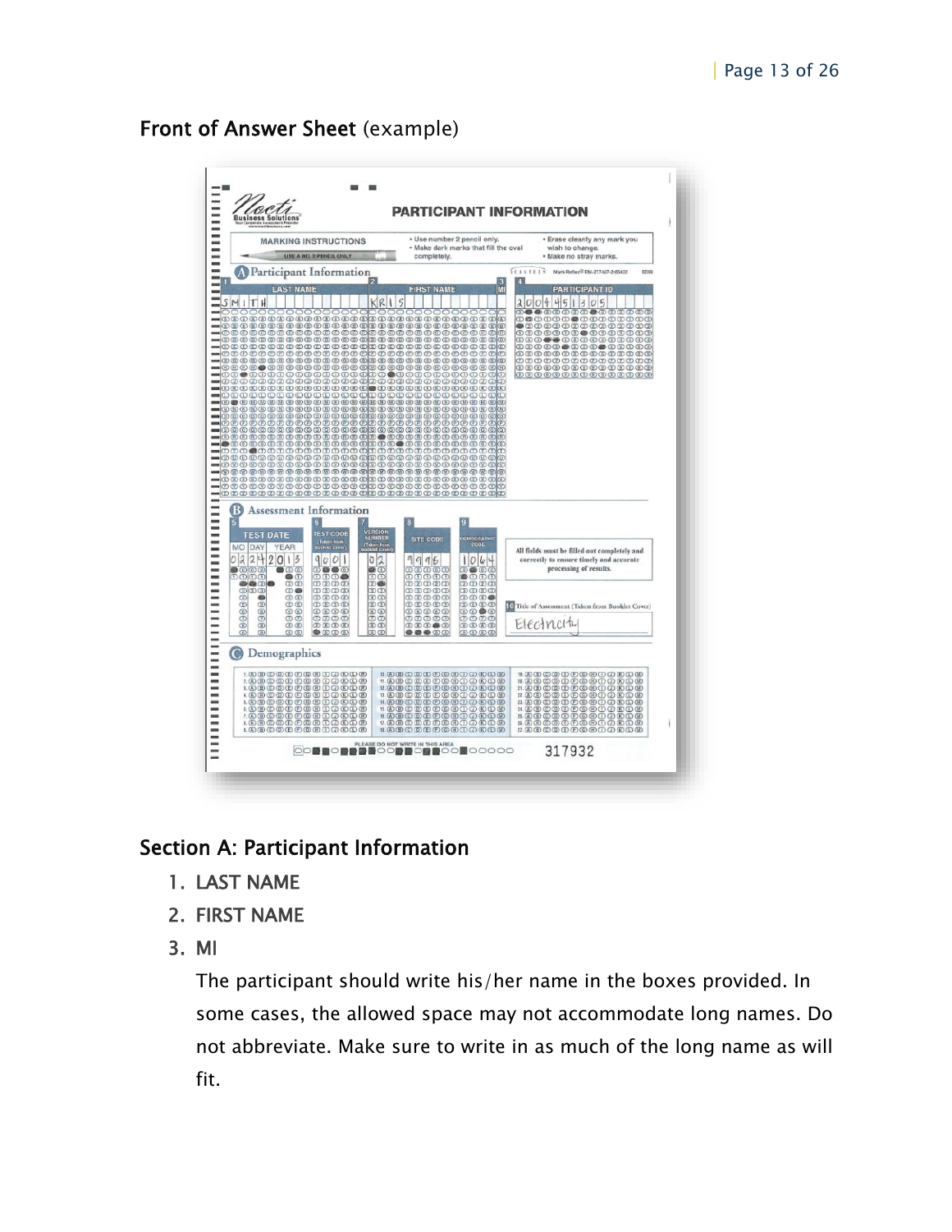Front of Answer Sheet (example)

## Section A: Participant Information

1. LAST NAME
2. FIRST NAME
3. MI

   The participant should write his/her name in the boxes provided. In some cases, the allowed space may not accommodate long names. Do not abbreviate. Make sure to write in as much of the long name as will fit.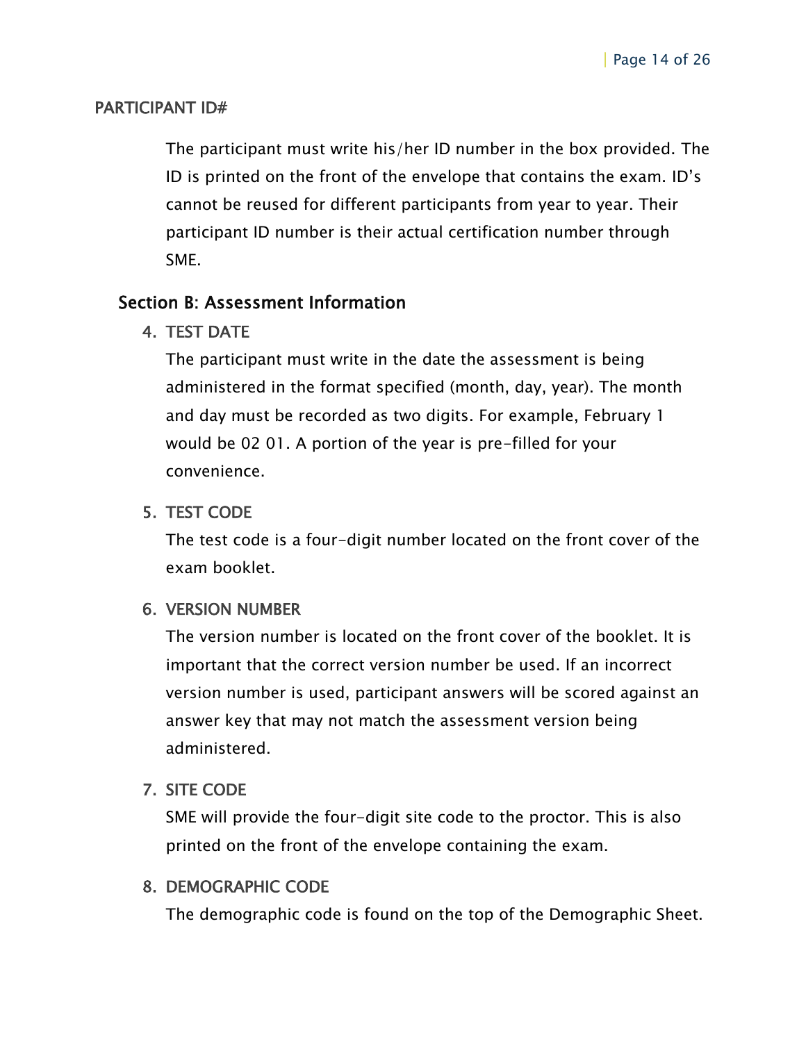### PARTICIPANT ID#

The participant must write his/her ID number in the box provided. The ID is printed on the front of the envelope that contains the exam. ID's cannot be reused for different participants from year to year. Their participant ID number is their actual certification number through SME.

## Section B: Assessment Information

4. TEST DATE

   The participant must write in the date the assessment is being administered in the format specified (month, day, year). The month and day must be recorded as two digits. For example, February 1 would be 02 01. A portion of the year is pre-filled for your convenience.

5. TEST CODE

   The test code is a four-digit number located on the front cover of the exam booklet.

6. VERSION NUMBER

   The version number is located on the front cover of the booklet. It is important that the correct version number be used. If an incorrect version number is used, participant answers will be scored against an answer key that may not match the assessment version being administered.

7. SITE CODE

   SME will provide the four-digit site code to the proctor. This is also printed on the front of the envelope containing the exam.

8. DEMOGRAPHIC CODE

   The demographic code is found on the top of the Demographic Sheet.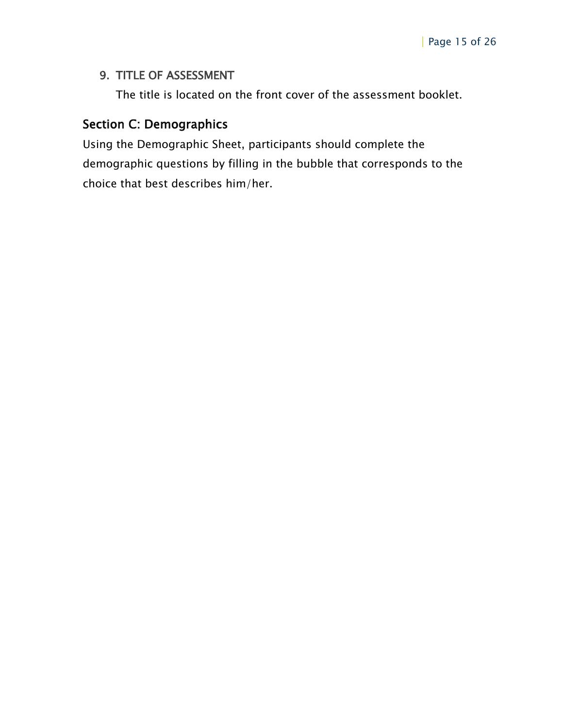9. TITLE OF ASSESSMENT

   The title is located on the front cover of the assessment booklet.

## Section C: Demographics

Using the Demographic Sheet, participants should complete the demographic questions by filling in the bubble that corresponds to the choice that best describes him/her.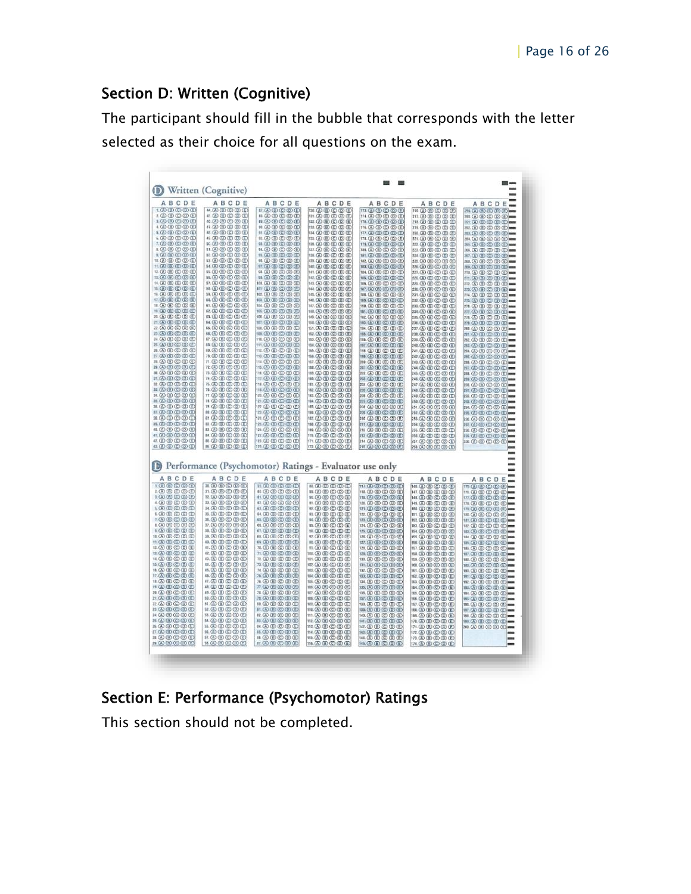## Section D: Written (Cognitive)

The participant should fill in the bubble that corresponds with the letter selected as their choice for all questions on the exam.

## Section E: Performance (Psychomotor) Ratings

This section should not be completed.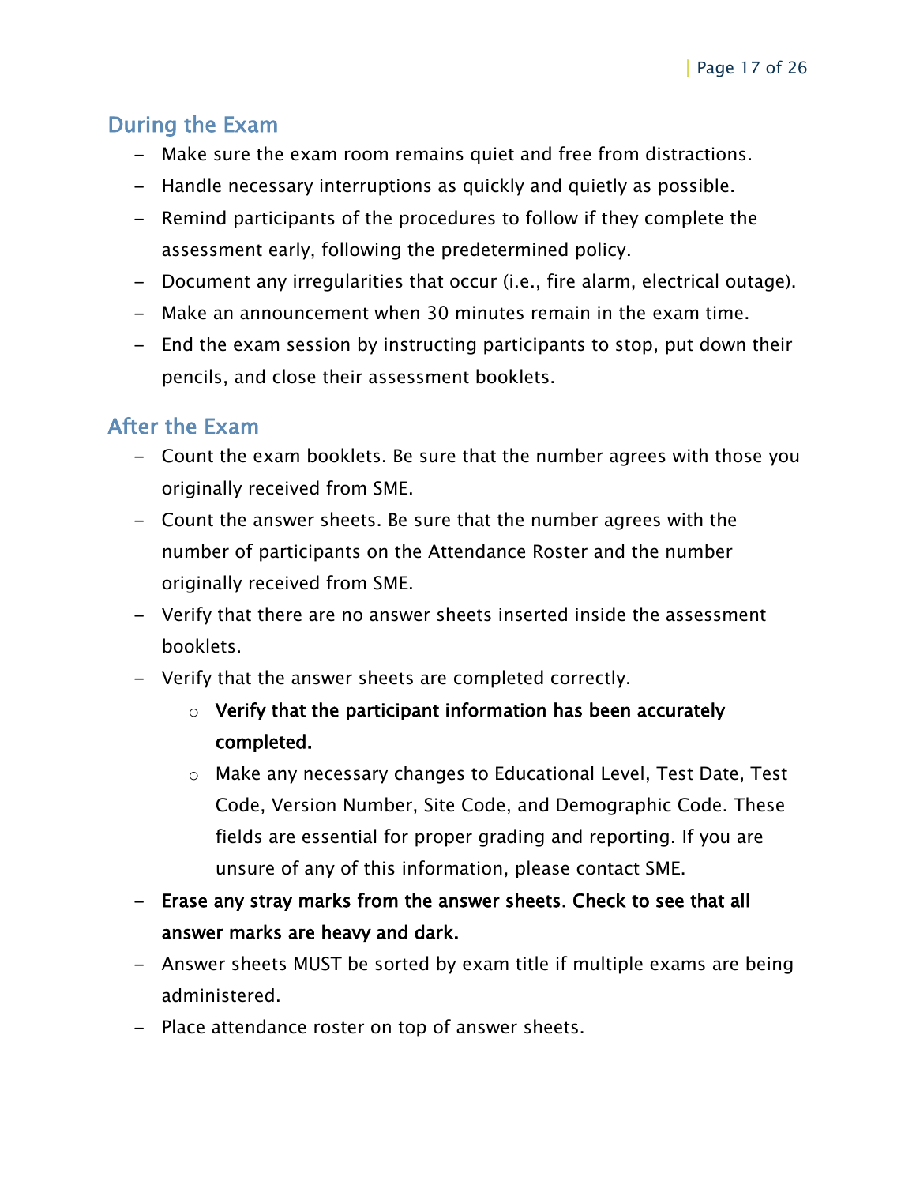## During the Exam

- Make sure the exam room remains quiet and free from distractions.
- Handle necessary interruptions as quickly and quietly as possible.
- Remind participants of the procedures to follow if they complete the assessment early, following the predetermined policy.
- Document any irregularities that occur (i.e., fire alarm, electrical outage).
- Make an announcement when 30 minutes remain in the exam time.
- End the exam session by instructing participants to stop, put down their pencils, and close their assessment booklets.

## After the Exam

- Count the exam booklets. Be sure that the number agrees with those you originally received from SME.
- Count the answer sheets. Be sure that the number agrees with the number of participants on the Attendance Roster and the number originally received from SME.
- Verify that there are no answer sheets inserted inside the assessment booklets.
- Verify that the answer sheets are completed correctly.
    - **Verify that the participant information has been accurately completed.**
    - Make any necessary changes to Educational Level, Test Date, Test Code, Version Number, Site Code, and Demographic Code. These fields are essential for proper grading and reporting. If you are unsure of any of this information, please contact SME.
- **Erase any stray marks from the answer sheets. Check to see that all answer marks are heavy and dark.**
- Answer sheets MUST be sorted by exam title if multiple exams are being administered.
- Place attendance roster on top of answer sheets.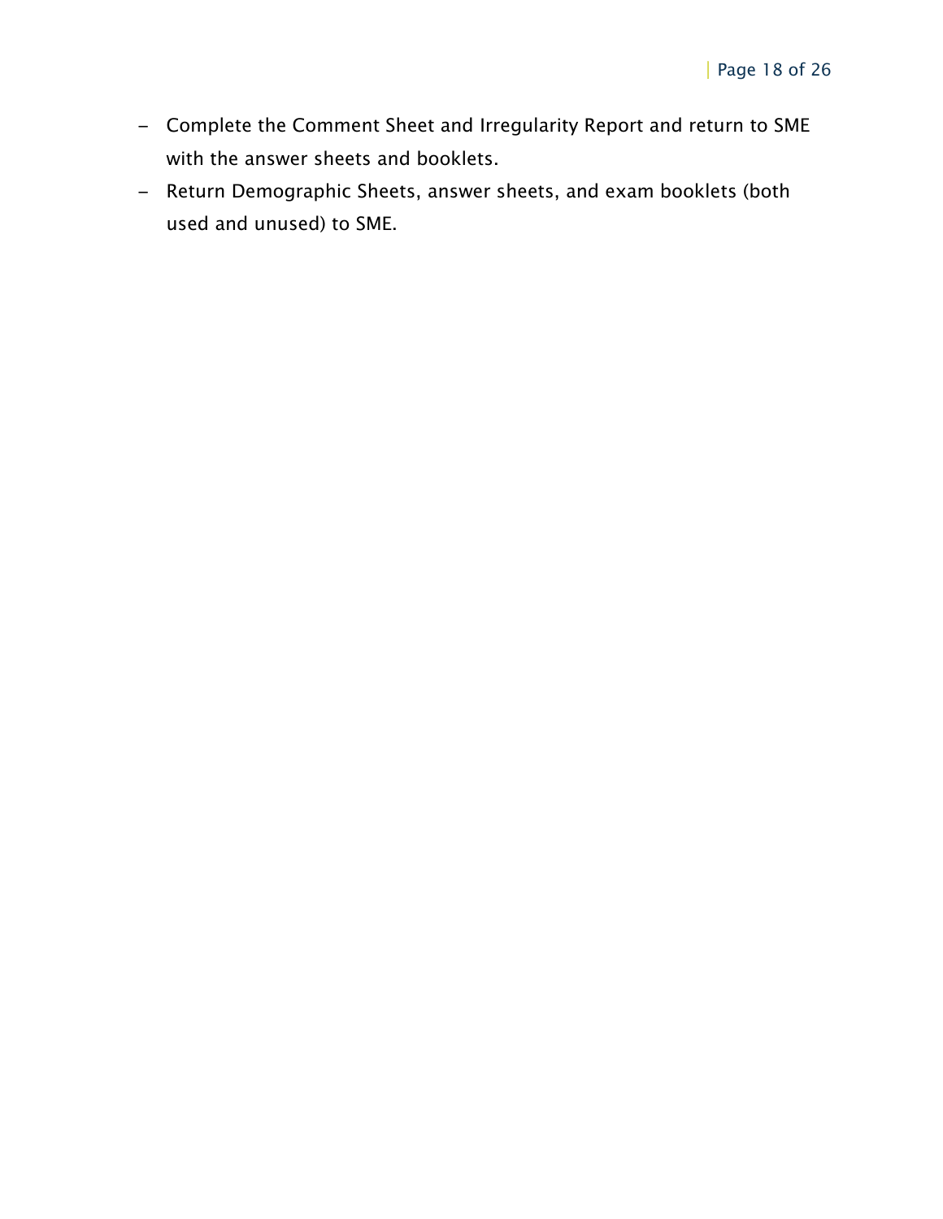- Complete the Comment Sheet and Irregularity Report and return to SME with the answer sheets and booklets.
- Return Demographic Sheets, answer sheets, and exam booklets (both used and unused) to SME.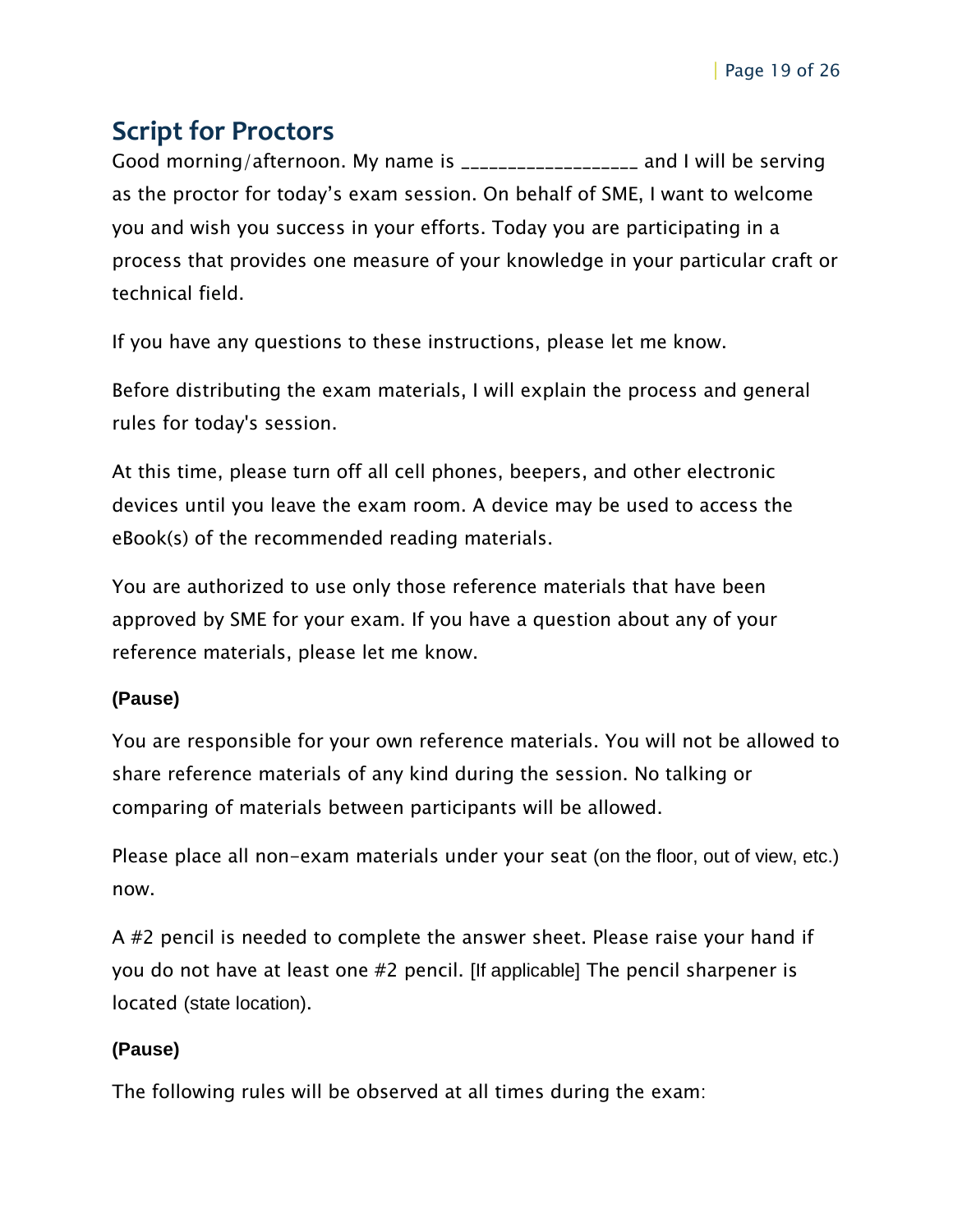## Script for Proctors

Good morning/afternoon. My name is ___________________ and I will be serving as the proctor for today's exam session. On behalf of SME, I want to welcome you and wish you success in your efforts. Today you are participating in a process that provides one measure of your knowledge in your particular craft or technical field.

If you have any questions to these instructions, please let me know.

Before distributing the exam materials, I will explain the process and general rules for today's session.

At this time, please turn off all cell phones, beepers, and other electronic devices until you leave the exam room. A device may be used to access the eBook(s) of the recommended reading materials.

You are authorized to use only those reference materials that have been approved by SME for your exam. If you have a question about any of your reference materials, please let me know.

**(Pause)**

You are responsible for your own reference materials. You will not be allowed to share reference materials of any kind during the session. No talking or comparing of materials between participants will be allowed.

Please place all non-exam materials under your seat (on the floor, out of view, etc.) now.

A #2 pencil is needed to complete the answer sheet. Please raise your hand if you do not have at least one #2 pencil. [If applicable] The pencil sharpener is located (state location).

**(Pause)**

The following rules will be observed at all times during the exam: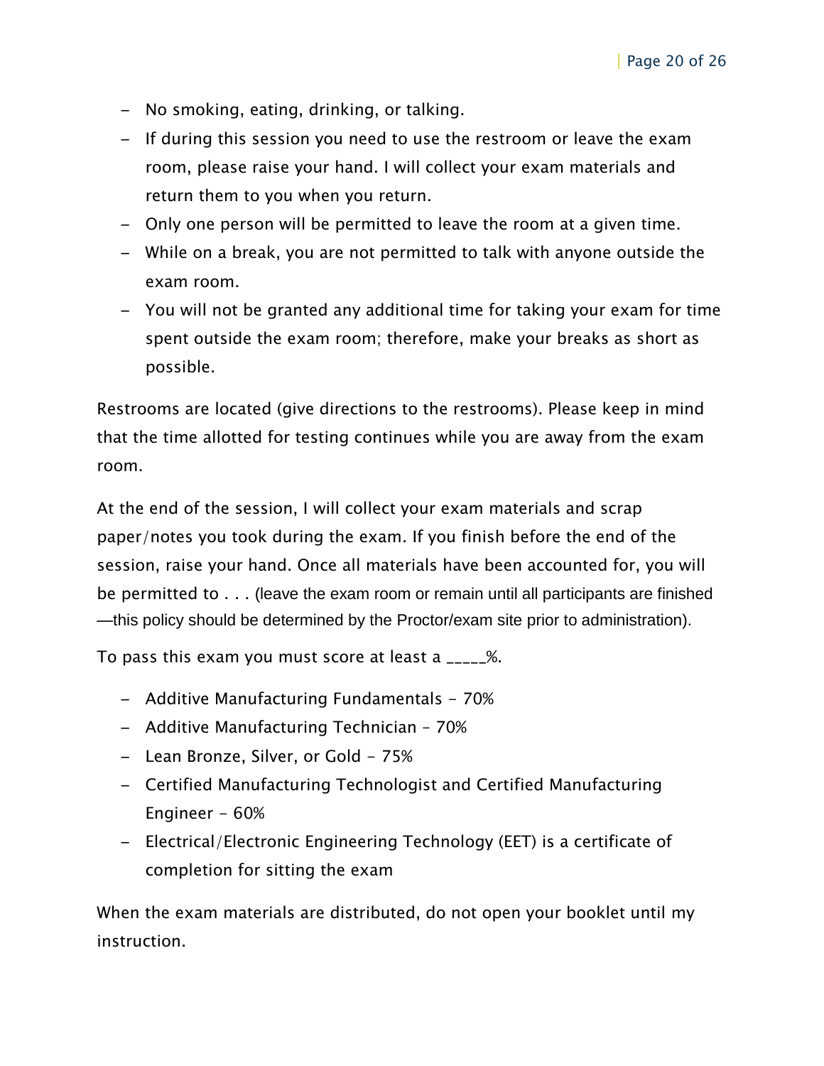- No smoking, eating, drinking, or talking.
- If during this session you need to use the restroom or leave the exam room, please raise your hand. I will collect your exam materials and return them to you when you return.
- Only one person will be permitted to leave the room at a given time.
- While on a break, you are not permitted to talk with anyone outside the exam room.
- You will not be granted any additional time for taking your exam for time spent outside the exam room; therefore, make your breaks as short as possible.

Restrooms are located (give directions to the restrooms). Please keep in mind that the time allotted for testing continues while you are away from the exam room.

At the end of the session, I will collect your exam materials and scrap paper/notes you took during the exam. If you finish before the end of the session, raise your hand. Once all materials have been accounted for, you will be permitted to . . . (leave the exam room or remain until all participants are finished—this policy should be determined by the Proctor/exam site prior to administration).

To pass this exam you must score at least a _____%.

- Additive Manufacturing Fundamentals – 70%
- Additive Manufacturing Technician – 70%
- Lean Bronze, Silver, or Gold – 75%
- Certified Manufacturing Technologist and Certified Manufacturing Engineer – 60%
- Electrical/Electronic Engineering Technology (EET) is a certificate of completion for sitting the exam

When the exam materials are distributed, do not open your booklet until my instruction.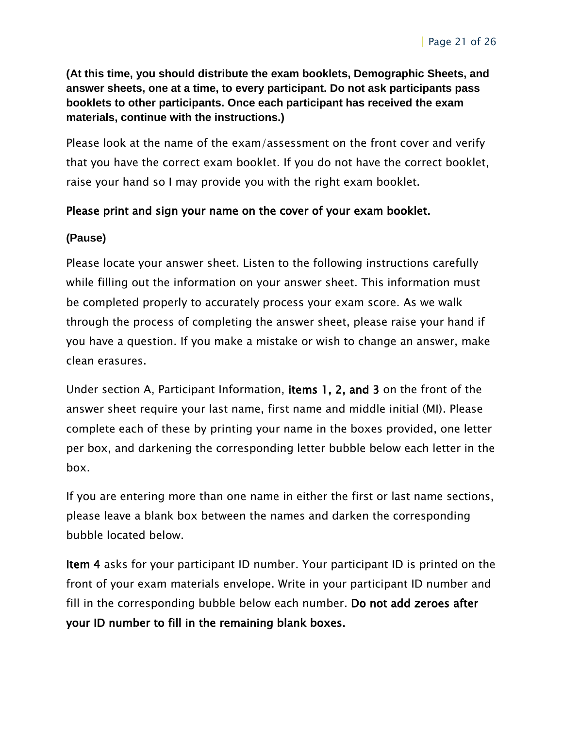**(At this time, you should distribute the exam booklets, Demographic Sheets, and answer sheets, one at a time, to every participant. Do not ask participants pass booklets to other participants. Once each participant has received the exam materials, continue with the instructions.)**

Please look at the name of the exam/assessment on the front cover and verify that you have the correct exam booklet. If you do not have the correct booklet, raise your hand so I may provide you with the right exam booklet.

**Please print and sign your name on the cover of your exam booklet.**

**(Pause)**

Please locate your answer sheet. Listen to the following instructions carefully while filling out the information on your answer sheet. This information must be completed properly to accurately process your exam score. As we walk through the process of completing the answer sheet, please raise your hand if you have a question. If you make a mistake or wish to change an answer, make clean erasures.

Under section A, Participant Information, **items 1, 2, and 3** on the front of the answer sheet require your last name, first name and middle initial (MI). Please complete each of these by printing your name in the boxes provided, one letter per box, and darkening the corresponding letter bubble below each letter in the box.

If you are entering more than one name in either the first or last name sections, please leave a blank box between the names and darken the corresponding bubble located below.

**Item 4** asks for your participant ID number. Your participant ID is printed on the front of your exam materials envelope. Write in your participant ID number and fill in the corresponding bubble below each number. **Do not add zeroes after your ID number to fill in the remaining blank boxes.**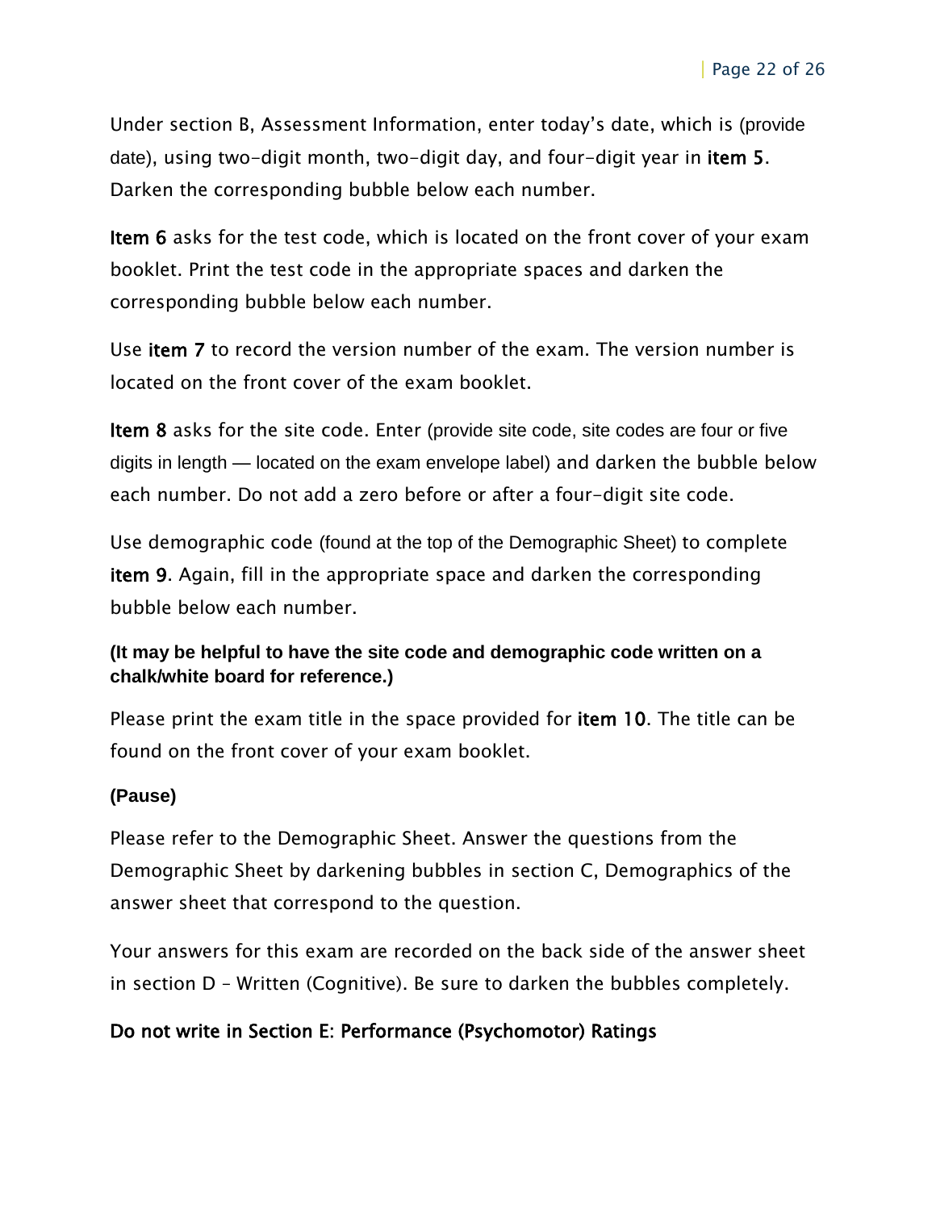Under section B, Assessment Information, enter today's date, which is (provide date), using two-digit month, two-digit day, and four-digit year in **item 5**. Darken the corresponding bubble below each number.

**Item 6** asks for the test code, which is located on the front cover of your exam booklet. Print the test code in the appropriate spaces and darken the corresponding bubble below each number.

Use **item 7** to record the version number of the exam. The version number is located on the front cover of the exam booklet.

**Item 8** asks for the site code. Enter (provide site code, site codes are four or five digits in length — located on the exam envelope label) and darken the bubble below each number. Do not add a zero before or after a four-digit site code.

Use demographic code (found at the top of the Demographic Sheet) to complete **item 9**. Again, fill in the appropriate space and darken the corresponding bubble below each number.

**(It may be helpful to have the site code and demographic code written on a chalk/white board for reference.)**

Please print the exam title in the space provided for **item 10**. The title can be found on the front cover of your exam booklet.

**(Pause)**

Please refer to the Demographic Sheet. Answer the questions from the Demographic Sheet by darkening bubbles in section C, Demographics of the answer sheet that correspond to the question.

Your answers for this exam are recorded on the back side of the answer sheet in section D – Written (Cognitive). Be sure to darken the bubbles completely.

**Do not write in Section E: Performance (Psychomotor) Ratings**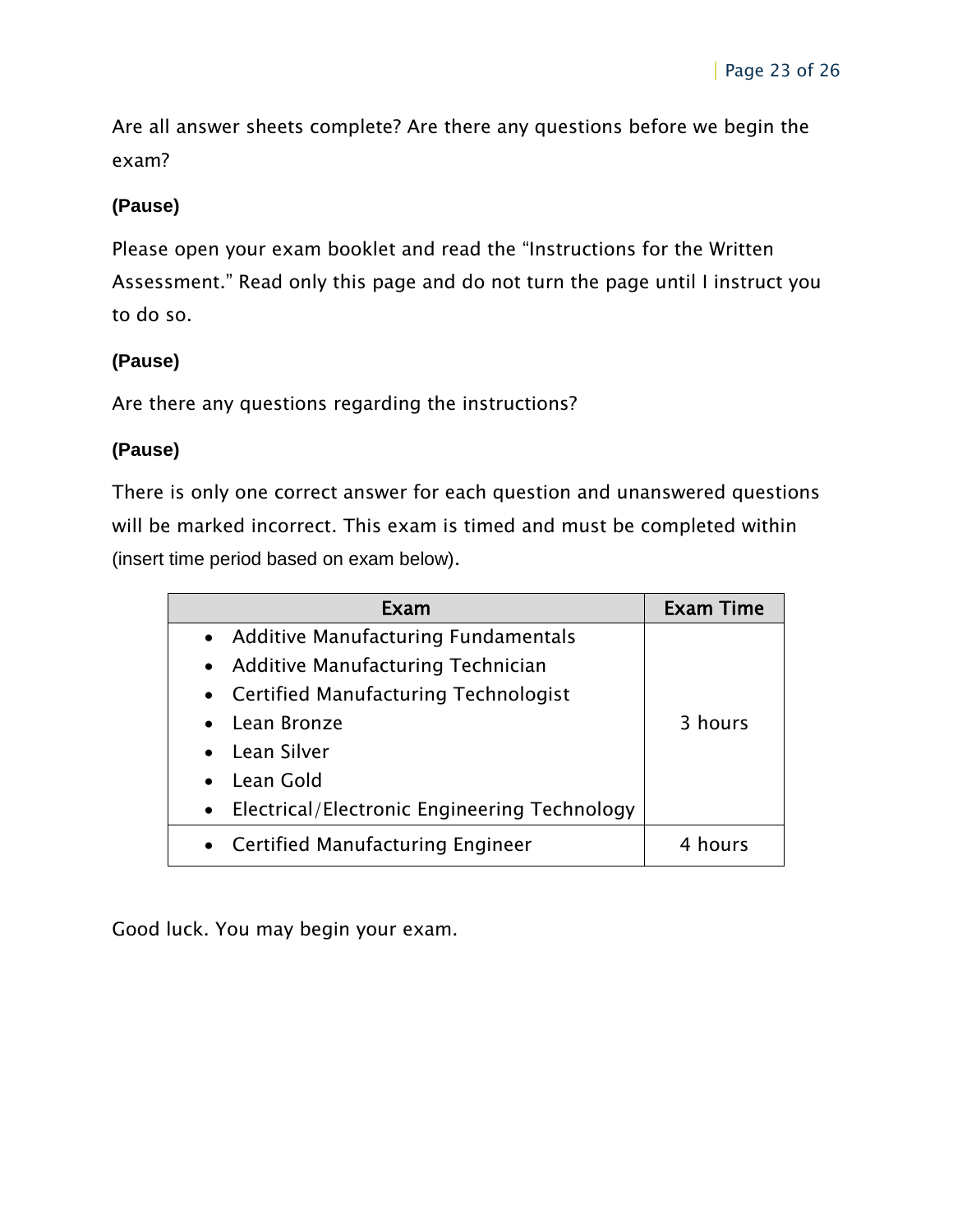Are all answer sheets complete? Are there any questions before we begin the exam?

**(Pause)**

Please open your exam booklet and read the "Instructions for the Written Assessment." Read only this page and do not turn the page until I instruct you to do so.

**(Pause)**

Are there any questions regarding the instructions?

**(Pause)**

There is only one correct answer for each question and unanswered questions will be marked incorrect. This exam is timed and must be completed within (insert time period based on exam below).

| Exam | Exam Time |
| --- | --- |
| • Additive Manufacturing Fundamentals<br>• Additive Manufacturing Technician<br>• Certified Manufacturing Technologist<br>• Lean Bronze<br>• Lean Silver<br>• Lean Gold<br>• Electrical/Electronic Engineering Technology | 3 hours |
| • Certified Manufacturing Engineer | 4 hours |

Good luck. You may begin your exam.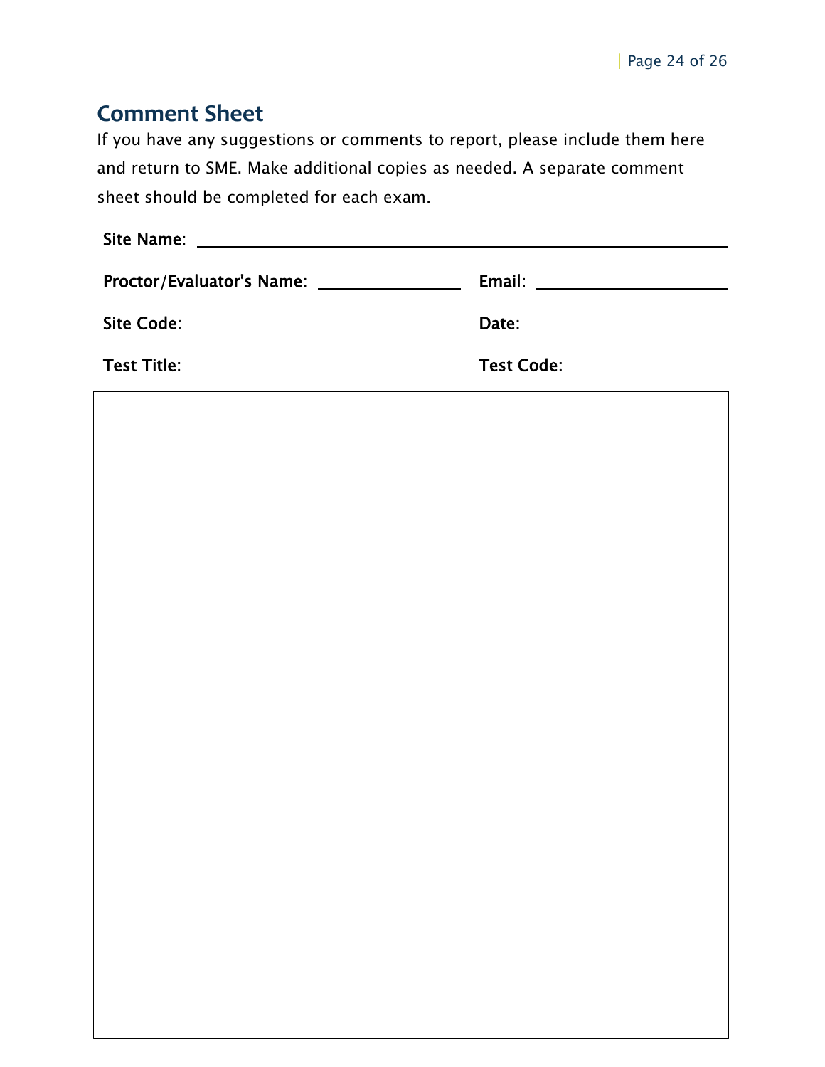## Comment Sheet

If you have any suggestions or comments to report, please include them here and return to SME. Make additional copies as needed. A separate comment sheet should be completed for each exam.

**Site Name**: ______________________________

**Proctor/Evaluator's Name:** ______________ **Email:** ______________

**Site Code:** ______________ **Date:** ______________

**Test Title:** ______________ **Test Code:** ______________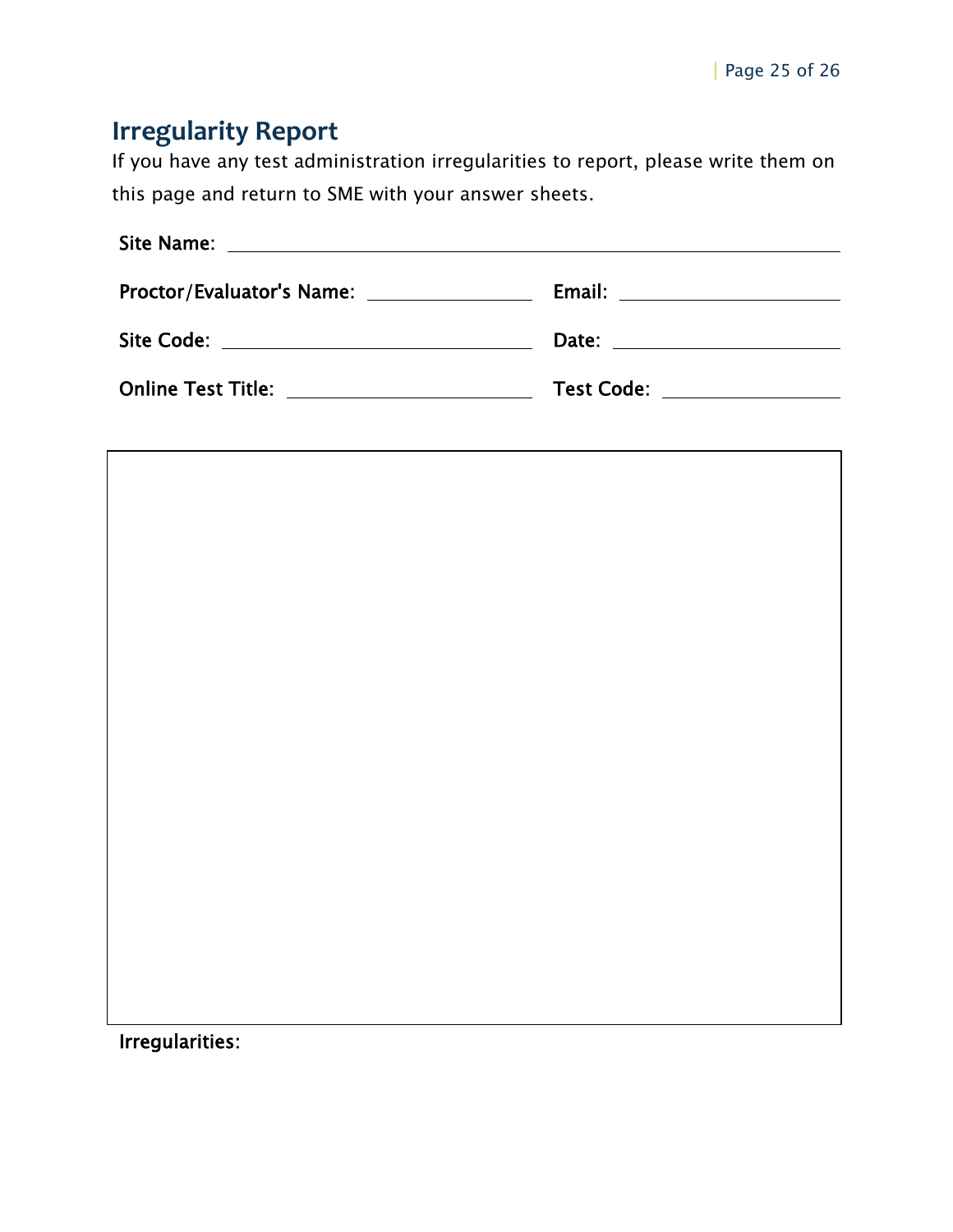## Irregularity Report

If you have any test administration irregularities to report, please write them on this page and return to SME with your answer sheets.

**Site Name:** ______________________________________________

**Proctor/Evaluator's Name:** ________________ **Email:** ____________________

**Site Code:** ____________________________ **Date:** ____________________

**Online Test Title:** ______________________ **Test Code:** ________________

**Irregularities:**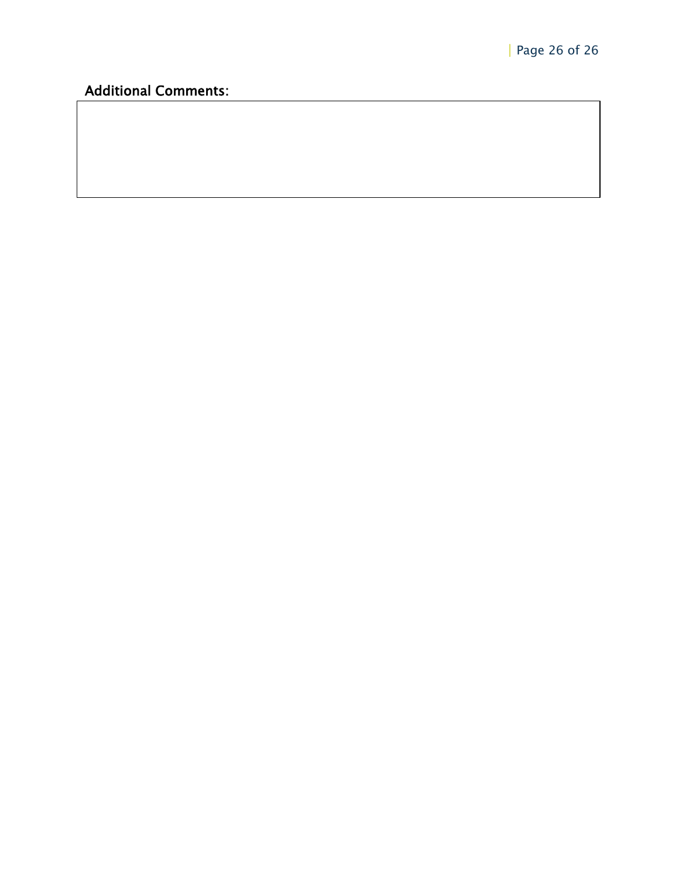## Additional Comments:

| |
|---|
| |